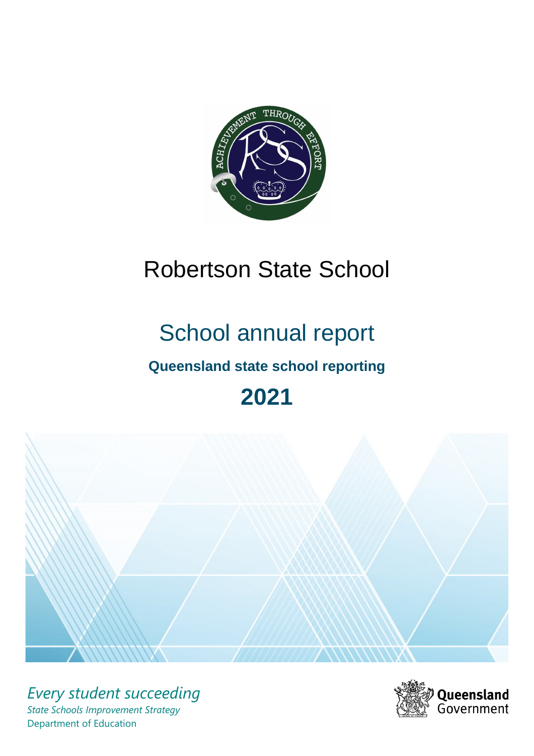# Robertson State School

## School annual report

### Queensland state school reporting

## 2021

*Every student succeeding*

*State Schools Improvement Strategy*

Department of Education

Queensland Government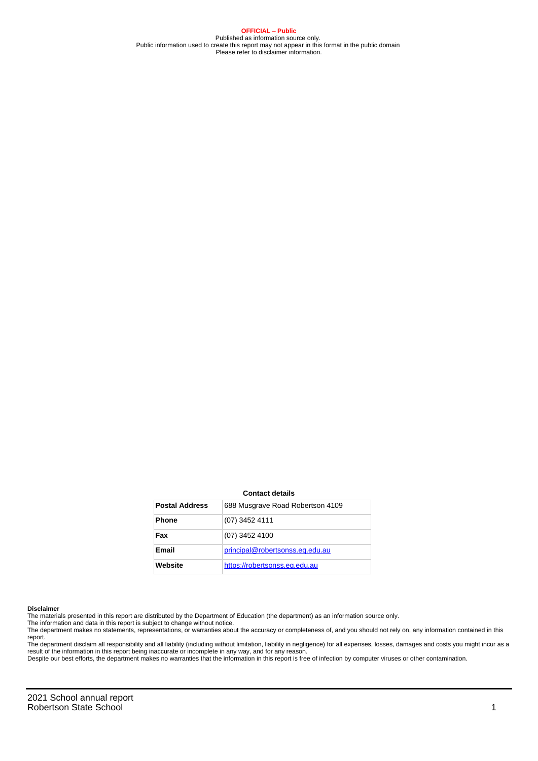**OFFICIAL – Public**
Published as information source only.
Public information used to create this report may not appear in this format in the public domain
Please refer to disclaimer information.

**Contact details**

| | |
|---|---|
| **Postal Address** | 688 Musgrave Road Robertson 4109 |
| **Phone** | (07) 3452 4111 |
| **Fax** | (07) 3452 4100 |
| **Email** | principal@robertsonss.eq.edu.au |
| **Website** | https://robertsonss.eq.edu.au |

**Disclaimer**

The materials presented in this report are distributed by the Department of Education (the department) as an information source only.

The information and data in this report is subject to change without notice.

The department makes no statements, representations, or warranties about the accuracy or completeness of, and you should not rely on, any information contained in this report.

The department disclaim all responsibility and all liability (including without limitation, liability in negligence) for all expenses, losses, damages and costs you might incur as a result of the information in this report being inaccurate or incomplete in any way, and for any reason.

Despite our best efforts, the department makes no warranties that the information in this report is free of infection by computer viruses or other contamination.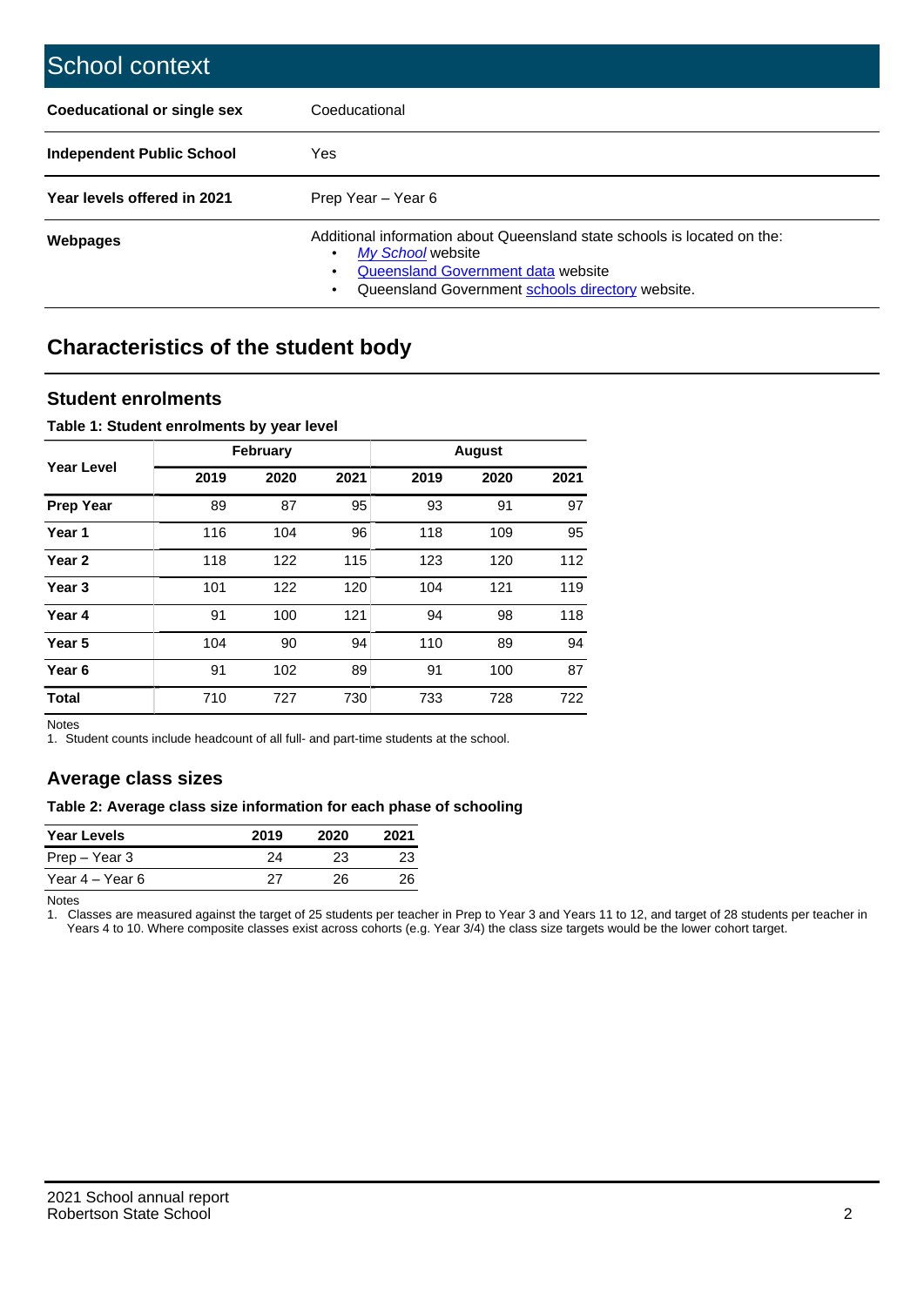## School context

| | |
|---|---|
| **Coeducational or single sex** | Coeducational |
| **Independent Public School** | Yes |
| **Year levels offered in 2021** | Prep Year – Year 6 |
| **Webpages** | Additional information about Queensland state schools is located on the: <br>• *My School* website <br>• Queensland Government data website <br>• Queensland Government schools directory website. |

## Characteristics of the student body

### Student enrolments

**Table 1: Student enrolments by year level**

| Year Level | February | | | August | | |
|---|---|---|---|---|---|---|
| | 2019 | 2020 | 2021 | 2019 | 2020 | 2021 |
| **Prep Year** | 89 | 87 | 95 | 93 | 91 | 97 |
| **Year 1** | 116 | 104 | 96 | 118 | 109 | 95 |
| **Year 2** | 118 | 122 | 115 | 123 | 120 | 112 |
| **Year 3** | 101 | 122 | 120 | 104 | 121 | 119 |
| **Year 4** | 91 | 100 | 121 | 94 | 98 | 118 |
| **Year 5** | 104 | 90 | 94 | 110 | 89 | 94 |
| **Year 6** | 91 | 102 | 89 | 91 | 100 | 87 |
| **Total** | 710 | 727 | 730 | 733 | 728 | 722 |

Notes
1. Student counts include headcount of all full- and part-time students at the school.

### Average class sizes

**Table 2: Average class size information for each phase of schooling**

| Year Levels | 2019 | 2020 | 2021 |
|---|---|---|---|
| Prep – Year 3 | 24 | 23 | 23 |
| Year 4 – Year 6 | 27 | 26 | 26 |

Notes
1. Classes are measured against the target of 25 students per teacher in Prep to Year 3 and Years 11 to 12, and target of 28 students per teacher in Years 4 to 10. Where composite classes exist across cohorts (e.g. Year 3/4) the class size targets would be the lower cohort target.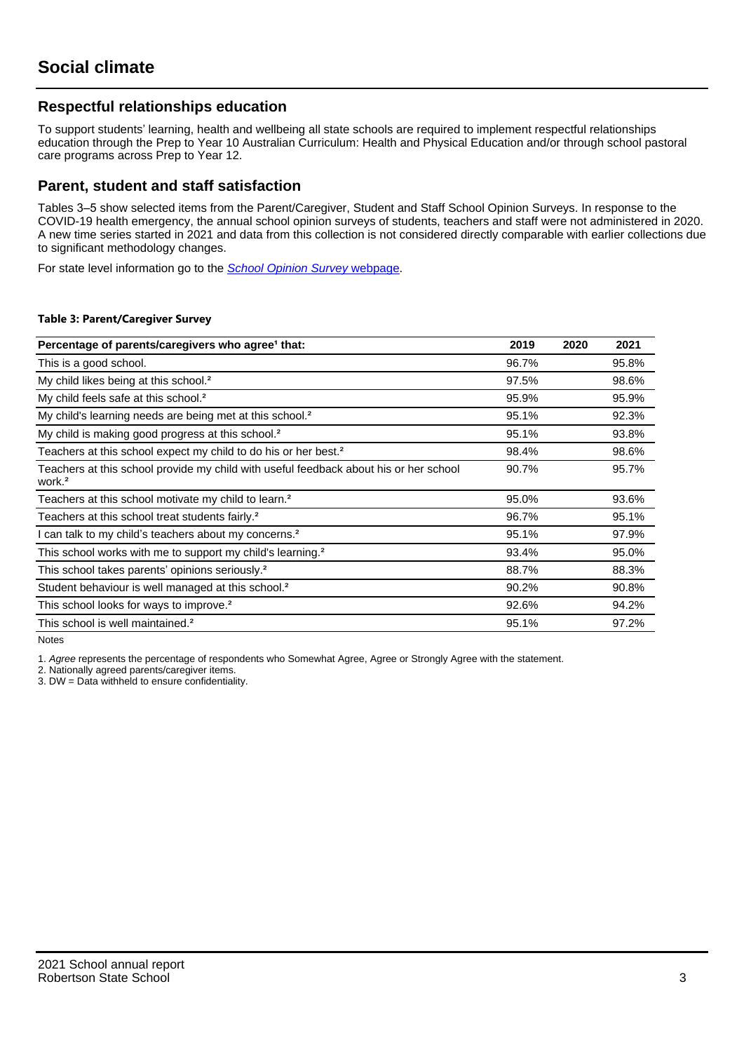# Social climate

## Respectful relationships education

To support students' learning, health and wellbeing all state schools are required to implement respectful relationships education through the Prep to Year 10 Australian Curriculum: Health and Physical Education and/or through school pastoral care programs across Prep to Year 12.

## Parent, student and staff satisfaction

Tables 3–5 show selected items from the Parent/Caregiver, Student and Staff School Opinion Surveys. In response to the COVID-19 health emergency, the annual school opinion surveys of students, teachers and staff were not administered in 2020. A new time series started in 2021 and data from this collection is not considered directly comparable with earlier collections due to significant methodology changes.

For state level information go to the *School Opinion Survey* webpage.

**Table 3: Parent/Caregiver Survey**

| Percentage of parents/caregivers who agree[1] that: | 2019 | 2020 | 2021 |
|---|---|---|---|
| This is a good school. | 96.7% | | 95.8% |
| My child likes being at this school.[2] | 97.5% | | 98.6% |
| My child feels safe at this school.[2] | 95.9% | | 95.9% |
| My child's learning needs are being met at this school.[2] | 95.1% | | 92.3% |
| My child is making good progress at this school.[2] | 95.1% | | 93.8% |
| Teachers at this school expect my child to do his or her best.[2] | 98.4% | | 98.6% |
| Teachers at this school provide my child with useful feedback about his or her school work.[2] | 90.7% | | 95.7% |
| Teachers at this school motivate my child to learn.[2] | 95.0% | | 93.6% |
| Teachers at this school treat students fairly.[2] | 96.7% | | 95.1% |
| I can talk to my child's teachers about my concerns.[2] | 95.1% | | 97.9% |
| This school works with me to support my child's learning.[2] | 93.4% | | 95.0% |
| This school takes parents' opinions seriously.[2] | 88.7% | | 88.3% |
| Student behaviour is well managed at this school.[2] | 90.2% | | 90.8% |
| This school looks for ways to improve.[2] | 92.6% | | 94.2% |
| This school is well maintained.[2] | 95.1% | | 97.2% |

Notes

1. *Agree* represents the percentage of respondents who Somewhat Agree, Agree or Strongly Agree with the statement.
2. Nationally agreed parents/caregiver items.
3. DW = Data withheld to ensure confidentiality.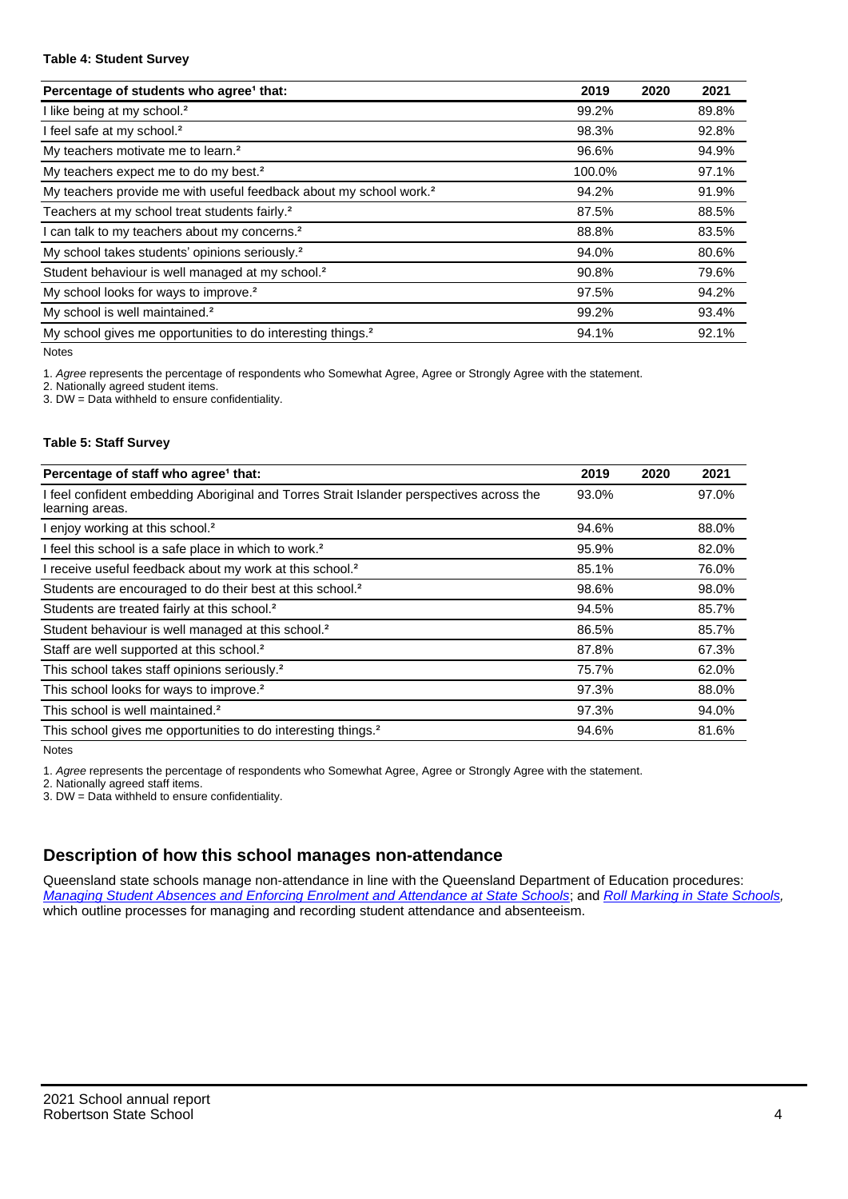**Table 4: Student Survey**

| Percentage of students who agree[1] that: | 2019 | 2020 | 2021 |
|---|---|---|---|
| I like being at my school.[2] | 99.2% | | 89.8% |
| I feel safe at my school.[2] | 98.3% | | 92.8% |
| My teachers motivate me to learn.[2] | 96.6% | | 94.9% |
| My teachers expect me to do my best.[2] | 100.0% | | 97.1% |
| My teachers provide me with useful feedback about my school work.[2] | 94.2% | | 91.9% |
| Teachers at my school treat students fairly.[2] | 87.5% | | 88.5% |
| I can talk to my teachers about my concerns.[2] | 88.8% | | 83.5% |
| My school takes students' opinions seriously.[2] | 94.0% | | 80.6% |
| Student behaviour is well managed at my school.[2] | 90.8% | | 79.6% |
| My school looks for ways to improve.[2] | 97.5% | | 94.2% |
| My school is well maintained.[2] | 99.2% | | 93.4% |
| My school gives me opportunities to do interesting things.[2] | 94.1% | | 92.1% |

Notes

1. *Agree* represents the percentage of respondents who Somewhat Agree, Agree or Strongly Agree with the statement.
2. Nationally agreed student items.
3. DW = Data withheld to ensure confidentiality.

**Table 5: Staff Survey**

| Percentage of staff who agree[1] that: | 2019 | 2020 | 2021 |
|---|---|---|---|
| I feel confident embedding Aboriginal and Torres Strait Islander perspectives across the learning areas. | 93.0% | | 97.0% |
| I enjoy working at this school.[2] | 94.6% | | 88.0% |
| I feel this school is a safe place in which to work.[2] | 95.9% | | 82.0% |
| I receive useful feedback about my work at this school.[2] | 85.1% | | 76.0% |
| Students are encouraged to do their best at this school.[2] | 98.6% | | 98.0% |
| Students are treated fairly at this school.[2] | 94.5% | | 85.7% |
| Student behaviour is well managed at this school.[2] | 86.5% | | 85.7% |
| Staff are well supported at this school.[2] | 87.8% | | 67.3% |
| This school takes staff opinions seriously.[2] | 75.7% | | 62.0% |
| This school looks for ways to improve.[2] | 97.3% | | 88.0% |
| This school is well maintained.[2] | 97.3% | | 94.0% |
| This school gives me opportunities to do interesting things.[2] | 94.6% | | 81.6% |

Notes

1. *Agree* represents the percentage of respondents who Somewhat Agree, Agree or Strongly Agree with the statement.
2. Nationally agreed staff items.
3. DW = Data withheld to ensure confidentiality.

## Description of how this school manages non-attendance

Queensland state schools manage non-attendance in line with the Queensland Department of Education procedures: *Managing Student Absences and Enforcing Enrolment and Attendance at State Schools*; and *Roll Marking in State Schools*, which outline processes for managing and recording student attendance and absenteeism.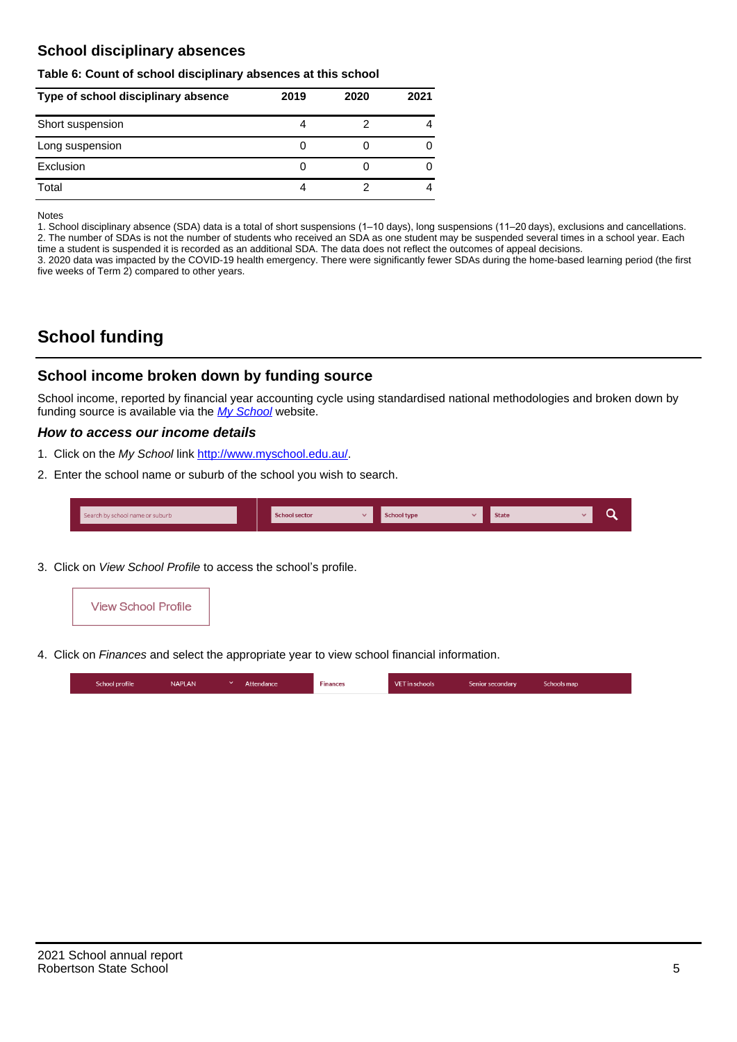## School disciplinary absences

**Table 6: Count of school disciplinary absences at this school**

| Type of school disciplinary absence | 2019 | 2020 | 2021 |
|---|---|---|---|
| Short suspension | 4 | 2 | 4 |
| Long suspension | 0 | 0 | 0 |
| Exclusion | 0 | 0 | 0 |
| Total | 4 | 2 | 4 |

Notes

1. School disciplinary absence (SDA) data is a total of short suspensions (1–10 days), long suspensions (11–20 days), exclusions and cancellations.
2. The number of SDAs is not the number of students who received an SDA as one student may be suspended several times in a school year. Each time a student is suspended it is recorded as an additional SDA. The data does not reflect the outcomes of appeal decisions.
3. 2020 data was impacted by the COVID-19 health emergency. There were significantly fewer SDAs during the home-based learning period (the first five weeks of Term 2) compared to other years.

# School funding

## School income broken down by funding source

School income, reported by financial year accounting cycle using standardised national methodologies and broken down by funding source is available via the *My School* website.

### *How to access our income details*

1. Click on the *My School* link http://www.myschool.edu.au/.
2. Enter the school name or suburb of the school you wish to search.

Search by school name or suburb | School sector | School type | State

3. Click on *View School Profile* to access the school's profile.

View School Profile

4. Click on *Finances* and select the appropriate year to view school financial information.

School profile | NAPLAN | Attendance | Finances | VET in schools | Senior secondary | Schools map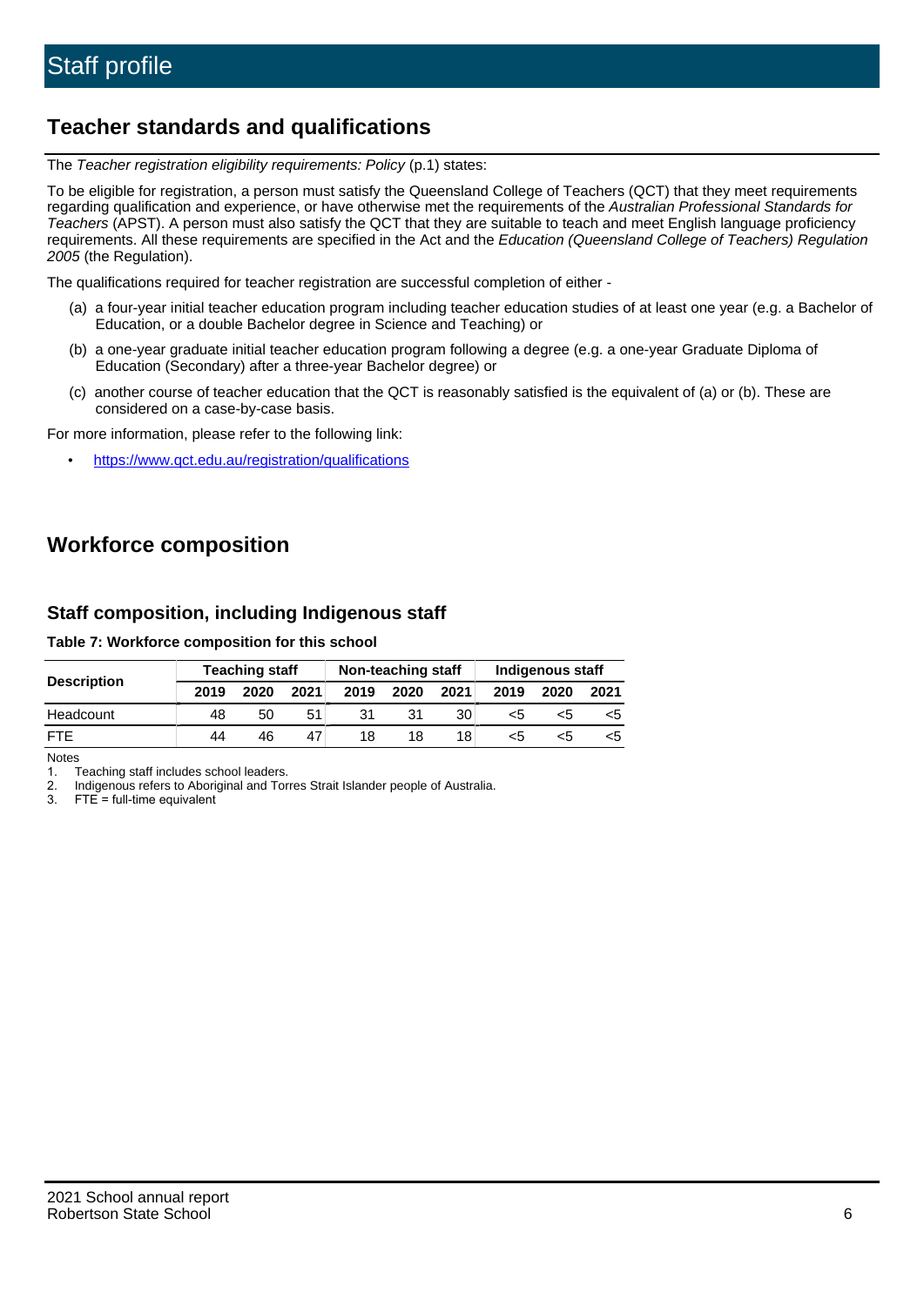# Staff profile

## Teacher standards and qualifications

The *Teacher registration eligibility requirements: Policy* (p.1) states:

To be eligible for registration, a person must satisfy the Queensland College of Teachers (QCT) that they meet requirements regarding qualification and experience, or have otherwise met the requirements of the *Australian Professional Standards for Teachers* (APST). A person must also satisfy the QCT that they are suitable to teach and meet English language proficiency requirements. All these requirements are specified in the Act and the *Education (Queensland College of Teachers) Regulation 2005* (the Regulation).

The qualifications required for teacher registration are successful completion of either -

(a) a four-year initial teacher education program including teacher education studies of at least one year (e.g. a Bachelor of Education, or a double Bachelor degree in Science and Teaching) or

(b) a one-year graduate initial teacher education program following a degree (e.g. a one-year Graduate Diploma of Education (Secondary) after a three-year Bachelor degree) or

(c) another course of teacher education that the QCT is reasonably satisfied is the equivalent of (a) or (b). These are considered on a case-by-case basis.

For more information, please refer to the following link:

- https://www.qct.edu.au/registration/qualifications

## Workforce composition

### Staff composition, including Indigenous staff

**Table 7: Workforce composition for this school**

| Description | Teaching staff | | | Non-teaching staff | | | Indigenous staff | | |
|---|---|---|---|---|---|---|---|---|---|
| | 2019 | 2020 | 2021 | 2019 | 2020 | 2021 | 2019 | 2020 | 2021 |
| Headcount | 48 | 50 | 51 | 31 | 31 | 30 | <5 | <5 | <5 |
| FTE | 44 | 46 | 47 | 18 | 18 | 18 | <5 | <5 | <5 |

Notes

1. Teaching staff includes school leaders.
2. Indigenous refers to Aboriginal and Torres Strait Islander people of Australia.
3. FTE = full-time equivalent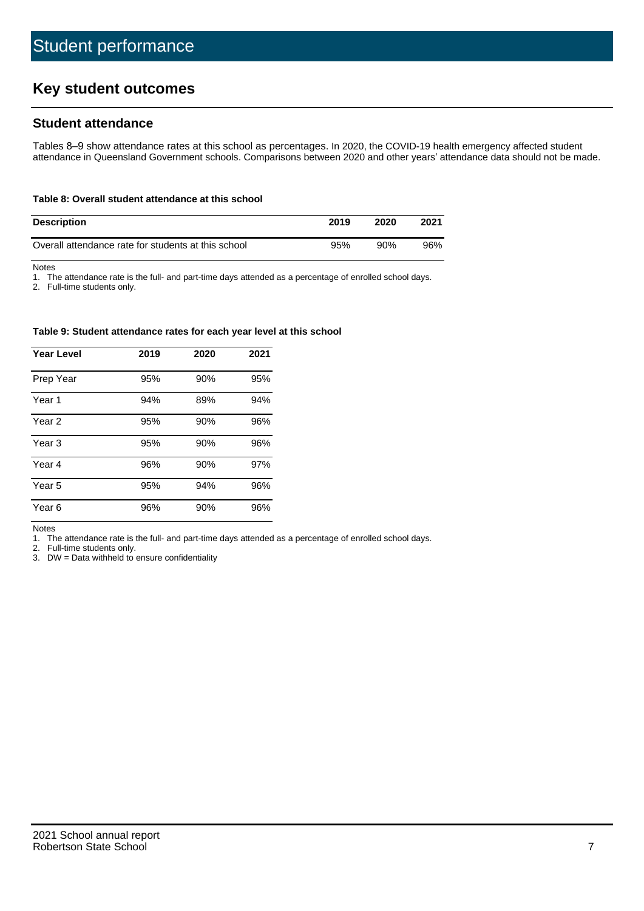# Student performance

## Key student outcomes

### Student attendance

Tables 8–9 show attendance rates at this school as percentages. In 2020, the COVID-19 health emergency affected student attendance in Queensland Government schools. Comparisons between 2020 and other years' attendance data should not be made.

**Table 8: Overall student attendance at this school**

| Description | 2019 | 2020 | 2021 |
|---|---|---|---|
| Overall attendance rate for students at this school | 95% | 90% | 96% |

Notes
1. The attendance rate is the full- and part-time days attended as a percentage of enrolled school days.
2. Full-time students only.

**Table 9: Student attendance rates for each year level at this school**

| Year Level | 2019 | 2020 | 2021 |
|---|---|---|---|
| Prep Year | 95% | 90% | 95% |
| Year 1 | 94% | 89% | 94% |
| Year 2 | 95% | 90% | 96% |
| Year 3 | 95% | 90% | 96% |
| Year 4 | 96% | 90% | 97% |
| Year 5 | 95% | 94% | 96% |
| Year 6 | 96% | 90% | 96% |

Notes
1. The attendance rate is the full- and part-time days attended as a percentage of enrolled school days.
2. Full-time students only.
3. DW = Data withheld to ensure confidentiality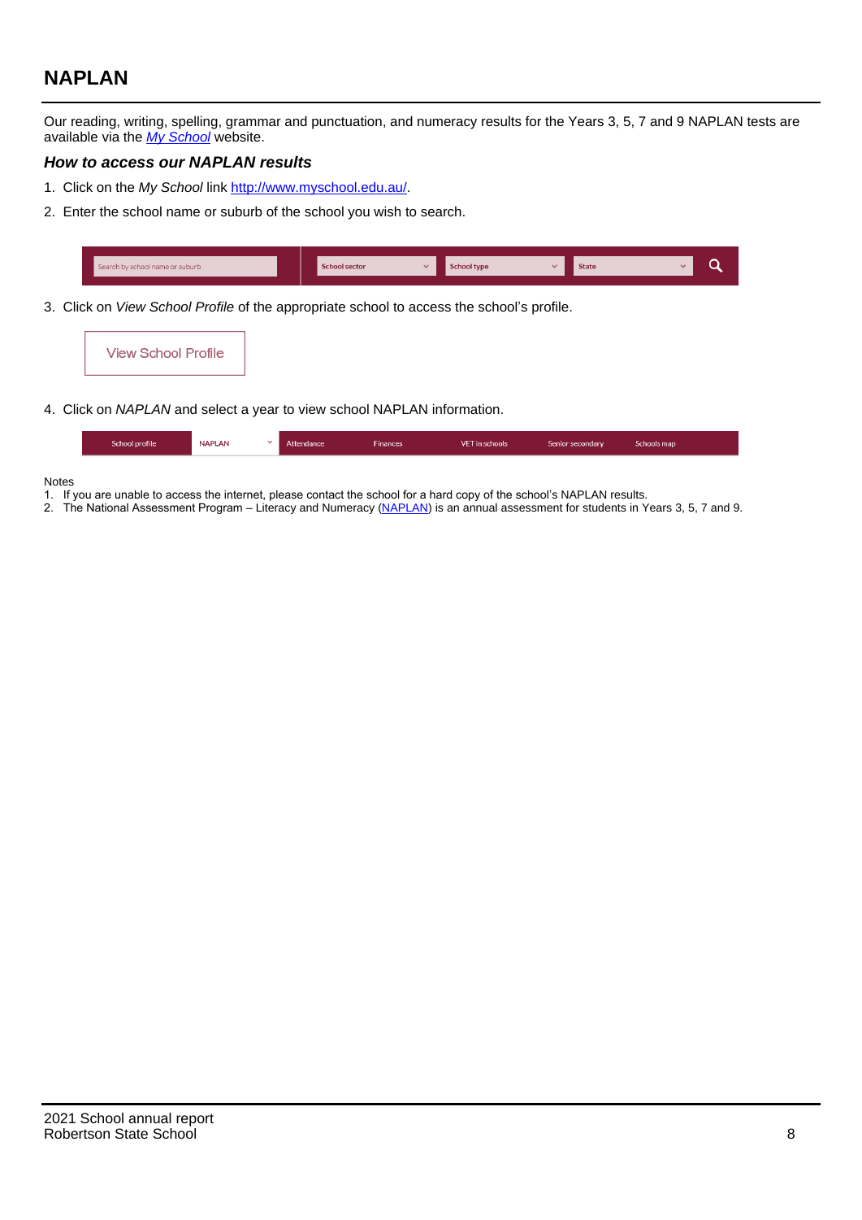## NAPLAN

Our reading, writing, spelling, grammar and punctuation, and numeracy results for the Years 3, 5, 7 and 9 NAPLAN tests are available via the *My School* website.

### *How to access our NAPLAN results*

1. Click on the *My School* link http://www.myschool.edu.au/.
2. Enter the school name or suburb of the school you wish to search.

Search by school name or suburb | School sector | School type | State

3. Click on *View School Profile* of the appropriate school to access the school's profile.

View School Profile

4. Click on *NAPLAN* and select a year to view school NAPLAN information.

School profile | NAPLAN | Attendance | Finances | VET in schools | Senior secondary | Schools map

Notes

1. If you are unable to access the internet, please contact the school for a hard copy of the school's NAPLAN results.
2. The National Assessment Program – Literacy and Numeracy (NAPLAN) is an annual assessment for students in Years 3, 5, 7 and 9.